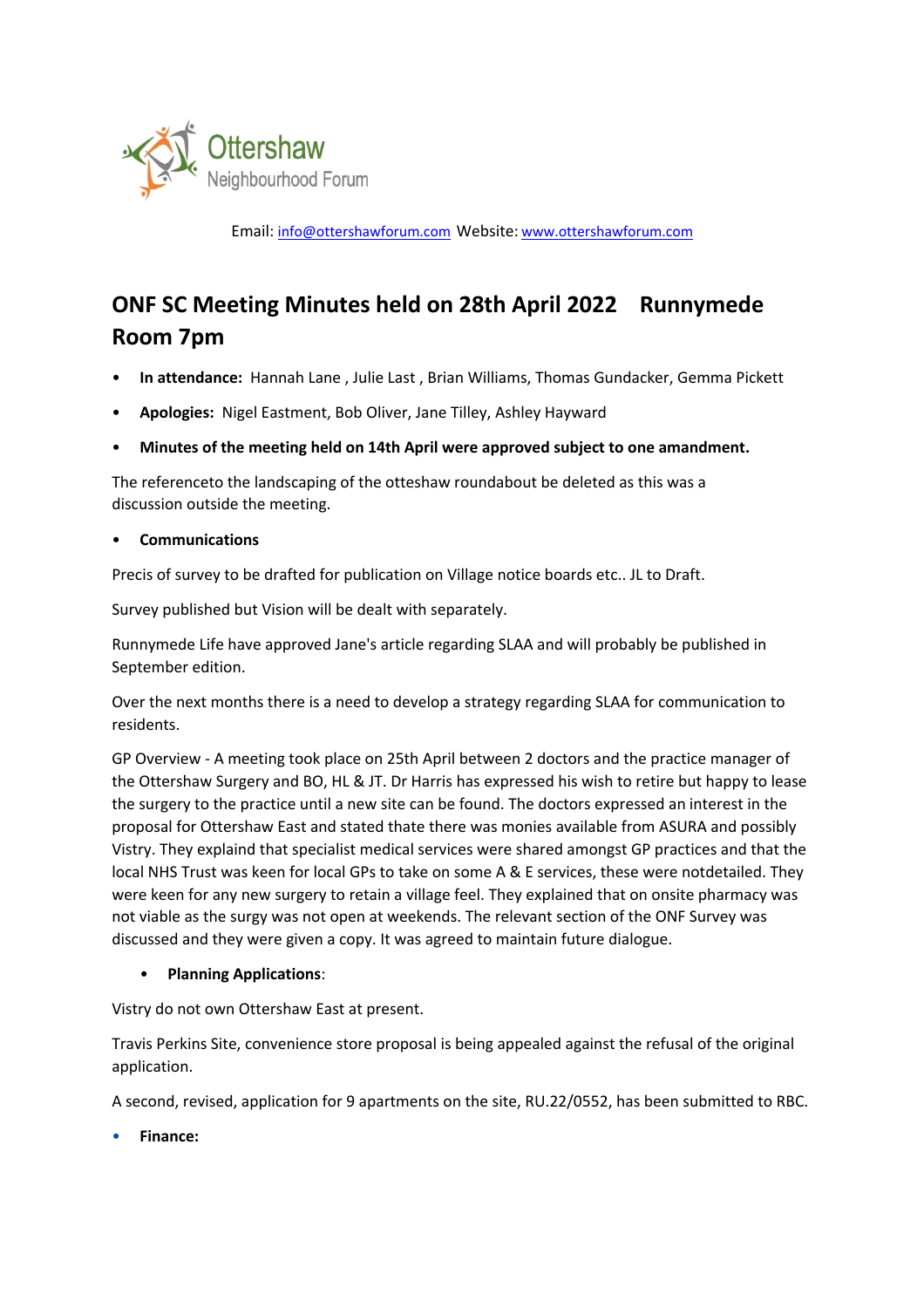Ottershaw Neighbourhood Forum

Email: info@ottershawforum.com Website: www.ottershawforum.com

# ONF SC Meeting Minutes held on 28th April 2022 Runnymede Room 7pm

- **In attendance:** Hannah Lane , Julie Last , Brian Williams, Thomas Gundacker, Gemma Pickett
- **Apologies:** Nigel Eastment, Bob Oliver, Jane Tilley, Ashley Hayward
- **Minutes of the meeting held on 14th April were approved subject to one amandment.**

The referenceto the landscaping of the otteshaw roundabout be deleted as this was a discussion outside the meeting.

- **Communications**

Precis of survey to be drafted for publication on Village notice boards etc.. JL to Draft.

Survey published but Vision will be dealt with separately.

Runnymede Life have approved Jane's article regarding SLAA and will probably be published in September edition.

Over the next months there is a need to develop a strategy regarding SLAA for communication to residents.

GP Overview - A meeting took place on 25th April between 2 doctors and the practice manager of the Ottershaw Surgery and BO, HL & JT. Dr Harris has expressed his wish to retire but happy to lease the surgery to the practice until a new site can be found. The doctors expressed an interest in the proposal for Ottershaw East and stated thate there was monies available from ASURA and possibly Vistry. They explained that specialist medical services were shared amongst GP practices and that the local NHS Trust was keen for local GPs to take on some A & E services, these were notdetailed. They were keen for any new surgery to retain a village feel. They explained that on onsite pharmacy was not viable as the surgy was not open at weekends. The relevant section of the ONF Survey was discussed and they were given a copy. It was agreed to maintain future dialogue.

- **Planning Applications**:

Vistry do not own Ottershaw East at present.

Travis Perkins Site, convenience store proposal is being appealed against the refusal of the original application.

A second, revised, application for 9 apartments on the site, RU.22/0552, has been submitted to RBC.

- **Finance:**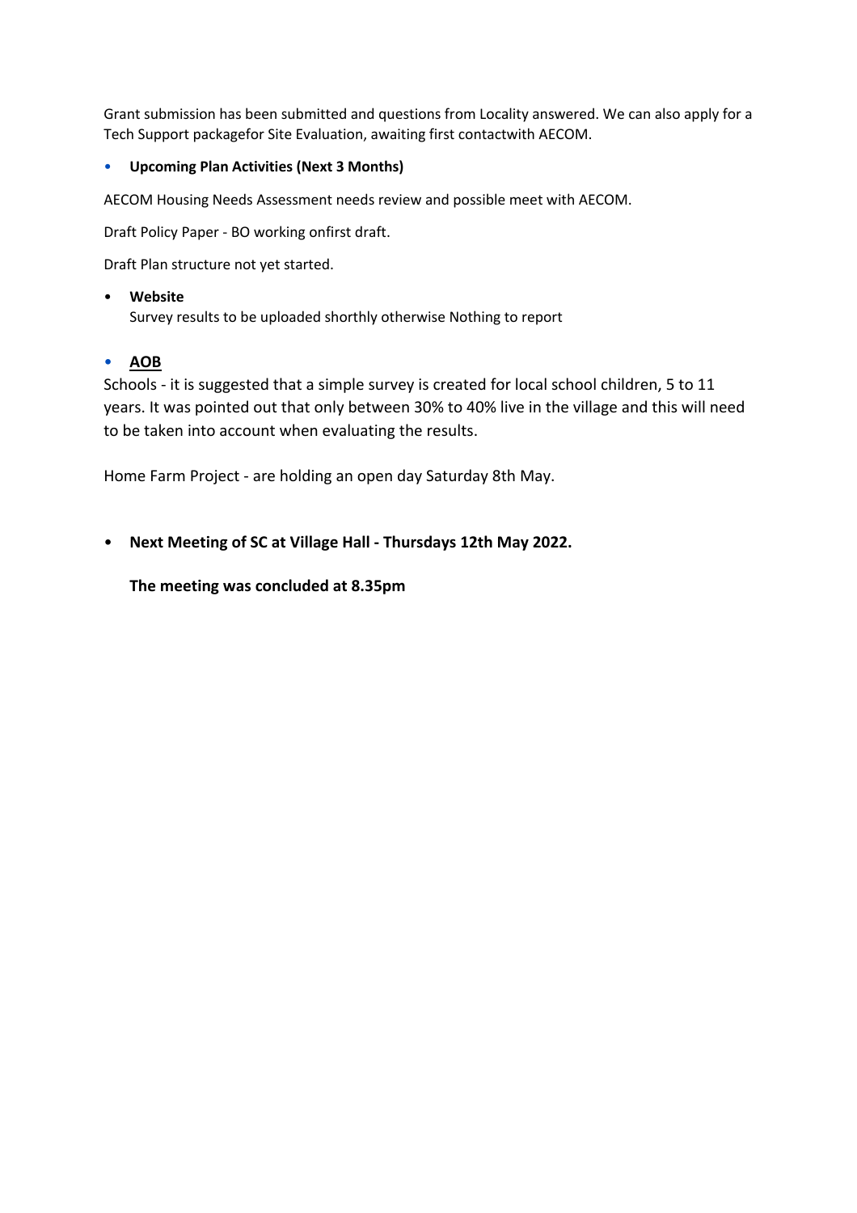Grant submission has been submitted and questions from Locality answered. We can also apply for a Tech Support packagefor Site Evaluation, awaiting first contactwith AECOM.

- **Upcoming Plan Activities (Next 3 Months)**

AECOM Housing Needs Assessment needs review and possible meet with AECOM.

Draft Policy Paper - BO working onfirst draft.

Draft Plan structure not yet started.

- **Website**

  Survey results to be uploaded shorthly otherwise Nothing to report

- **AOB**

Schools - it is suggested that a simple survey is created for local school children, 5 to 11 years. It was pointed out that only between 30% to 40% live in the village and this will need to be taken into account when evaluating the results.

Home Farm Project - are holding an open day Saturday 8th May.

- **Next Meeting of SC at Village Hall - Thursdays 12th May 2022.**

  **The meeting was concluded at 8.35pm**